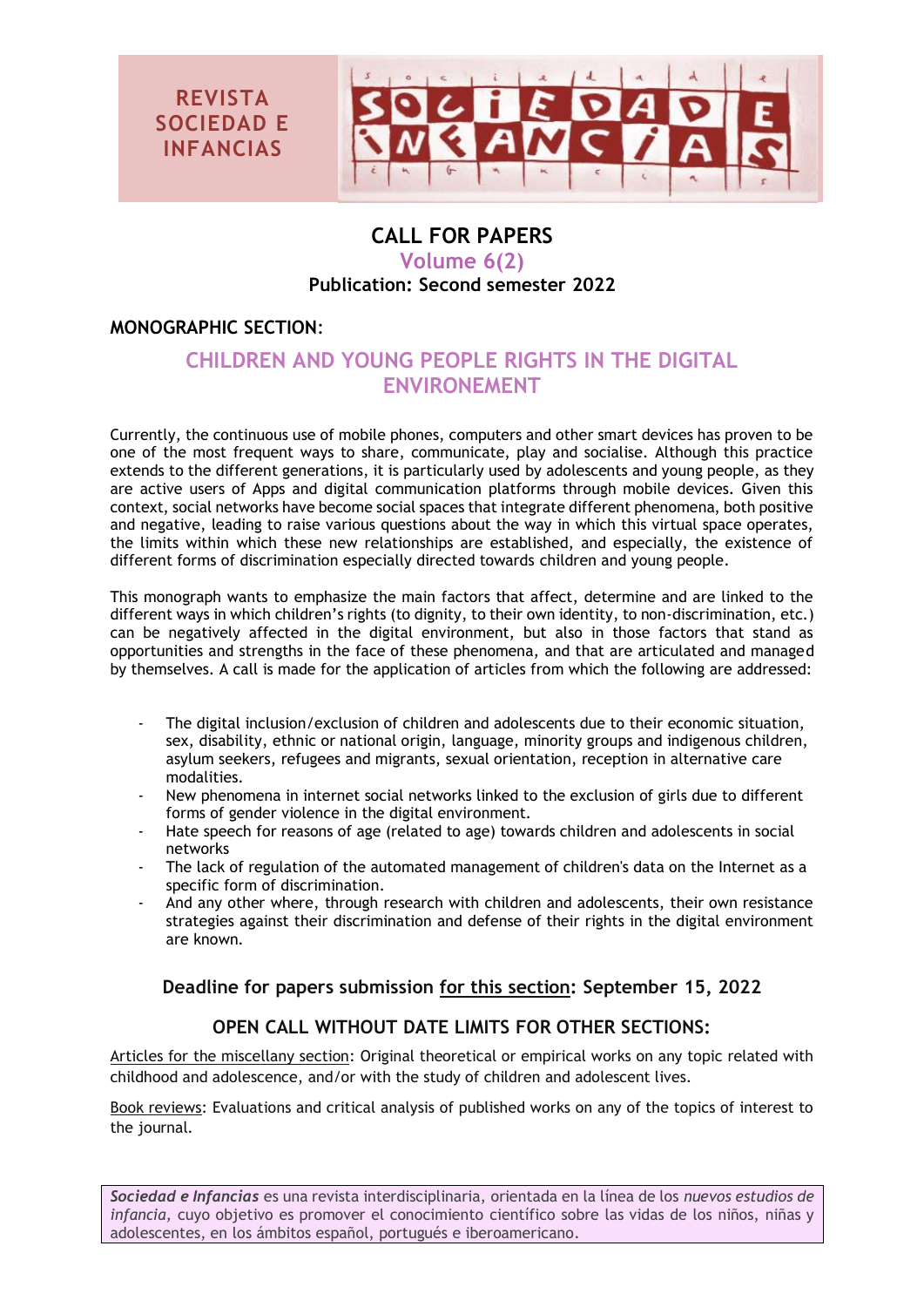**REVISTA SOCIEDAD E INFANCIAS**

# CALL FOR PAPERS

## Volume 6(2)

**Publication: Second semester 2022**

**MONOGRAPHIC SECTION**:

## CHILDREN AND YOUNG PEOPLE RIGHTS IN THE DIGITAL ENVIRONEMENT

Currently, the continuous use of mobile phones, computers and other smart devices has proven to be one of the most frequent ways to share, communicate, play and socialise. Although this practice extends to the different generations, it is particularly used by adolescents and young people, as they are active users of Apps and digital communication platforms through mobile devices. Given this context, social networks have become social spaces that integrate different phenomena, both positive and negative, leading to raise various questions about the way in which this virtual space operates, the limits within which these new relationships are established, and especially, the existence of different forms of discrimination especially directed towards children and young people.

This monograph wants to emphasize the main factors that affect, determine and are linked to the different ways in which children's rights (to dignity, to their own identity, to non-discrimination, etc.) can be negatively affected in the digital environment, but also in those factors that stand as opportunities and strengths in the face of these phenomena, and that are articulated and managed by themselves. A call is made for the application of articles from which the following are addressed:

- The digital inclusion/exclusion of children and adolescents due to their economic situation, sex, disability, ethnic or national origin, language, minority groups and indigenous children, asylum seekers, refugees and migrants, sexual orientation, reception in alternative care modalities.
- New phenomena in internet social networks linked to the exclusion of girls due to different forms of gender violence in the digital environment.
- Hate speech for reasons of age (related to age) towards children and adolescents in social networks
- The lack of regulation of the automated management of children's data on the Internet as a specific form of discrimination.
- And any other where, through research with children and adolescents, their own resistance strategies against their discrimination and defense of their rights in the digital environment are known.

**Deadline for papers submission for this section: September 15, 2022**

### OPEN CALL WITHOUT DATE LIMITS FOR OTHER SECTIONS:

Articles for the miscellany section: Original theoretical or empirical works on any topic related with childhood and adolescence, and/or with the study of children and adolescent lives.

Book reviews: Evaluations and critical analysis of published works on any of the topics of interest to the journal.

***Sociedad e Infancias*** es una revista interdisciplinaria, orientada en la línea de los *nuevos estudios de infancia,* cuyo objetivo es promover el conocimiento científico sobre las vidas de los niños, niñas y adolescentes, en los ámbitos español, portugués e iberoamericano.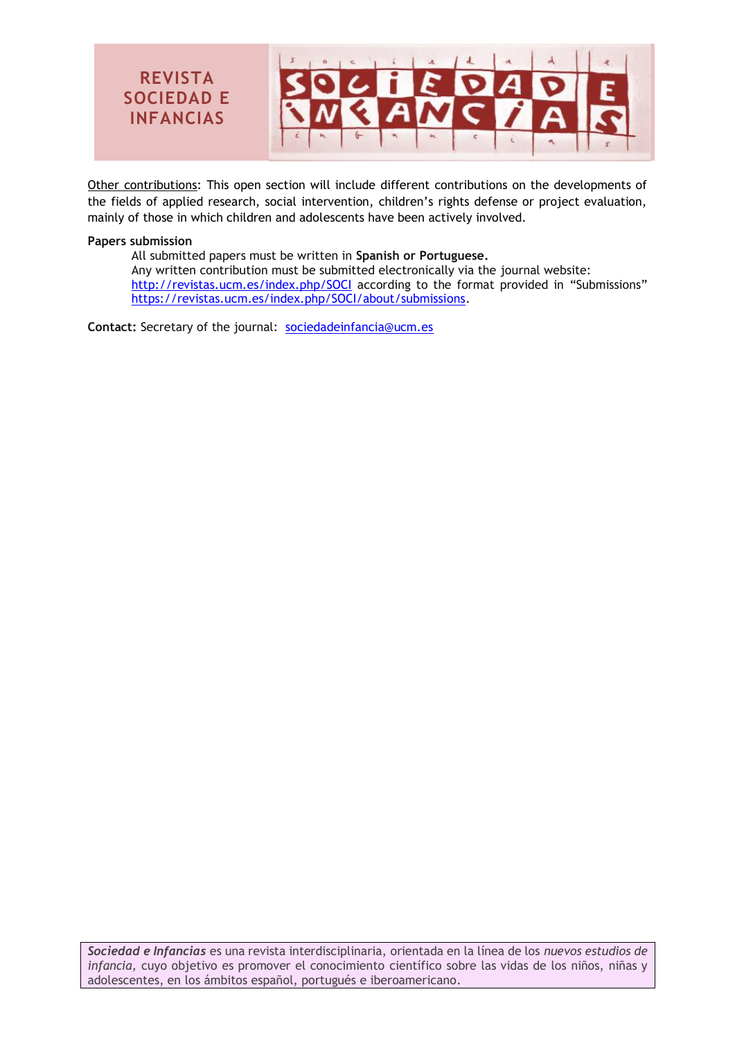REVISTA SOCIEDAD E INFANCIAS

Other contributions: This open section will include different contributions on the developments of the fields of applied research, social intervention, children's rights defense or project evaluation, mainly of those in which children and adolescents have been actively involved.

**Papers submission**

All submitted papers must be written in **Spanish or Portuguese.**
Any written contribution must be submitted electronically via the journal website: http://revistas.ucm.es/index.php/SOCI according to the format provided in "Submissions" https://revistas.ucm.es/index.php/SOCI/about/submissions.

**Contact:** Secretary of the journal: sociedadeinfancia@ucm.es

***Sociedad e Infancias*** es una revista interdisciplinaria, orientada en la línea de los *nuevos estudios de infancia*, cuyo objetivo es promover el conocimiento científico sobre las vidas de los niños, niñas y adolescentes, en los ámbitos español, portugués e iberoamericano.